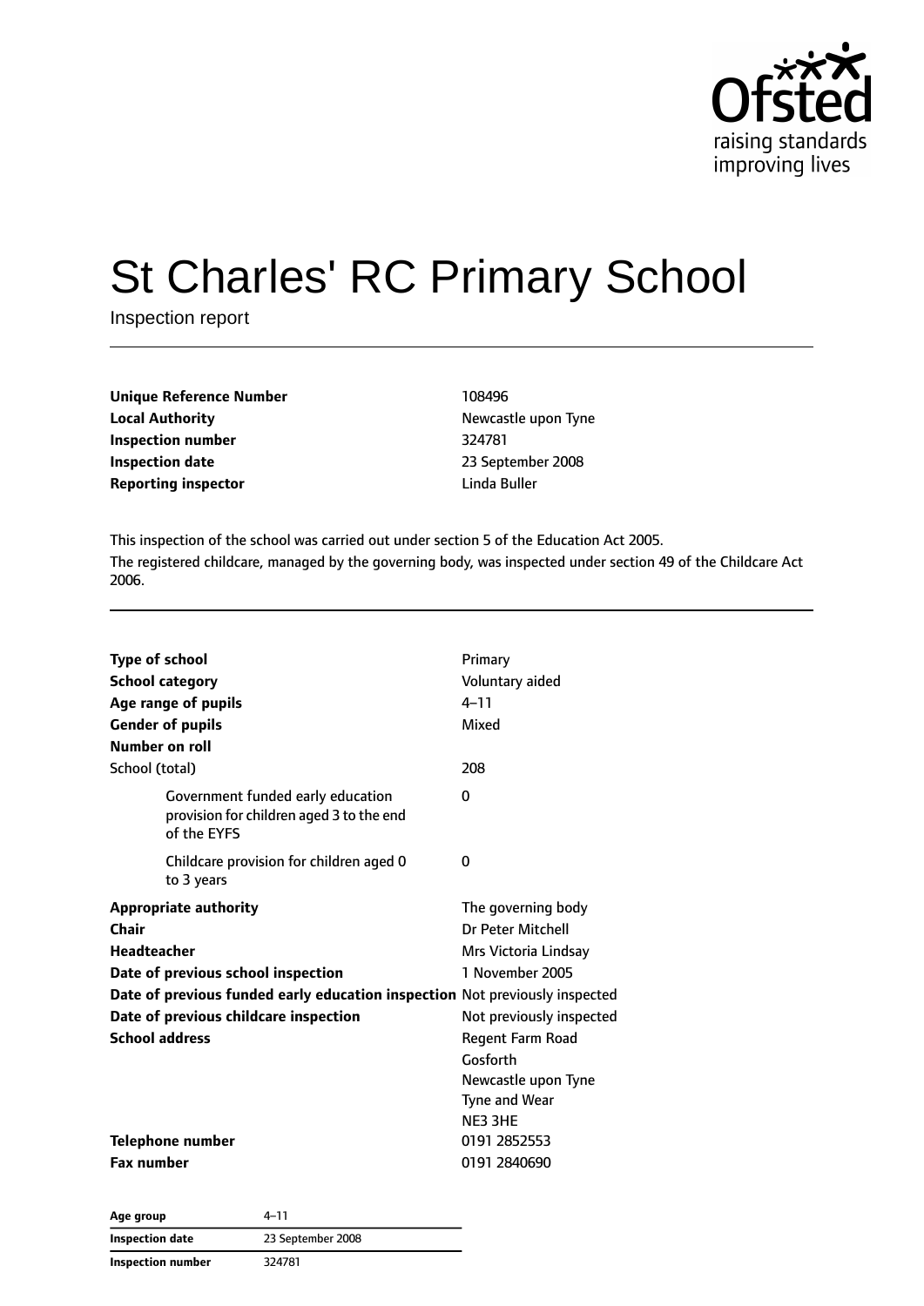# St Charles' RC Primary School

Inspection report

| | |
|---|---|
| **Unique Reference Number** | 108496 |
| **Local Authority** | Newcastle upon Tyne |
| **Inspection number** | 324781 |
| **Inspection date** | 23 September 2008 |
| **Reporting inspector** | Linda Buller |

This inspection of the school was carried out under section 5 of the Education Act 2005.

The registered childcare, managed by the governing body, was inspected under section 49 of the Childcare Act 2006.

| | |
|---|---|
| **Type of school** | Primary |
| **School category** | Voluntary aided |
| **Age range of pupils** | 4–11 |
| **Gender of pupils** | Mixed |
| **Number on roll** | |
| School (total) | 208 |
| Government funded early education provision for children aged 3 to the end of the EYFS | 0 |
| Childcare provision for children aged 0 to 3 years | 0 |
| **Appropriate authority** | The governing body |
| **Chair** | Dr Peter Mitchell |
| **Headteacher** | Mrs Victoria Lindsay |
| **Date of previous school inspection** | 1 November 2005 |
| **Date of previous funded early education inspection** | Not previously inspected |
| **Date of previous childcare inspection** | Not previously inspected |
| **School address** | Regent Farm Road<br>Gosforth<br>Newcastle upon Tyne<br>Tyne and Wear<br>NE3 3HE |
| **Telephone number** | 0191 2852553 |
| **Fax number** | 0191 2840690 |

| | |
|---|---|
| **Age group** | 4–11 |
| **Inspection date** | 23 September 2008 |
| **Inspection number** | 324781 |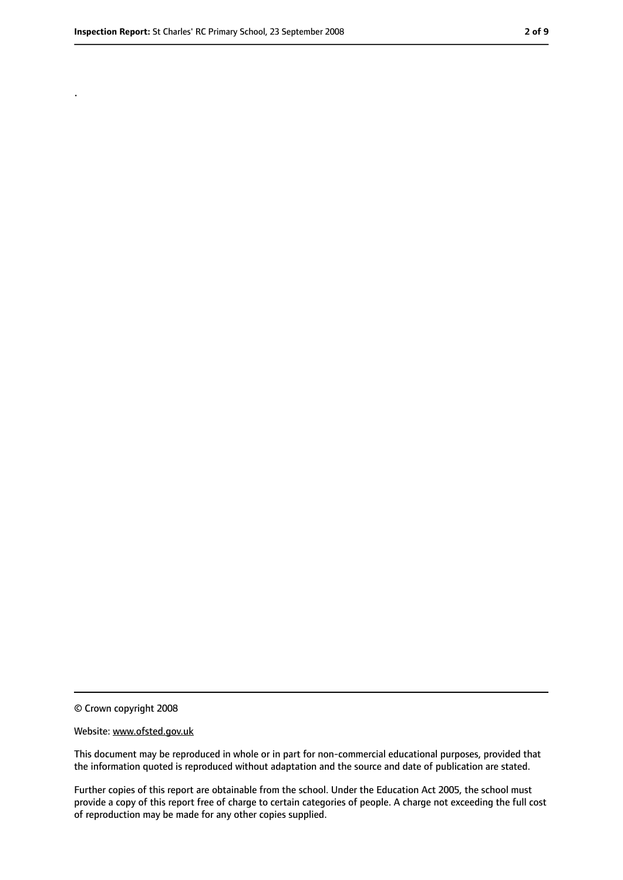.

© Crown copyright 2008

Website: www.ofsted.gov.uk

This document may be reproduced in whole or in part for non-commercial educational purposes, provided that the information quoted is reproduced without adaptation and the source and date of publication are stated.

Further copies of this report are obtainable from the school. Under the Education Act 2005, the school must provide a copy of this report free of charge to certain categories of people. A charge not exceeding the full cost of reproduction may be made for any other copies supplied.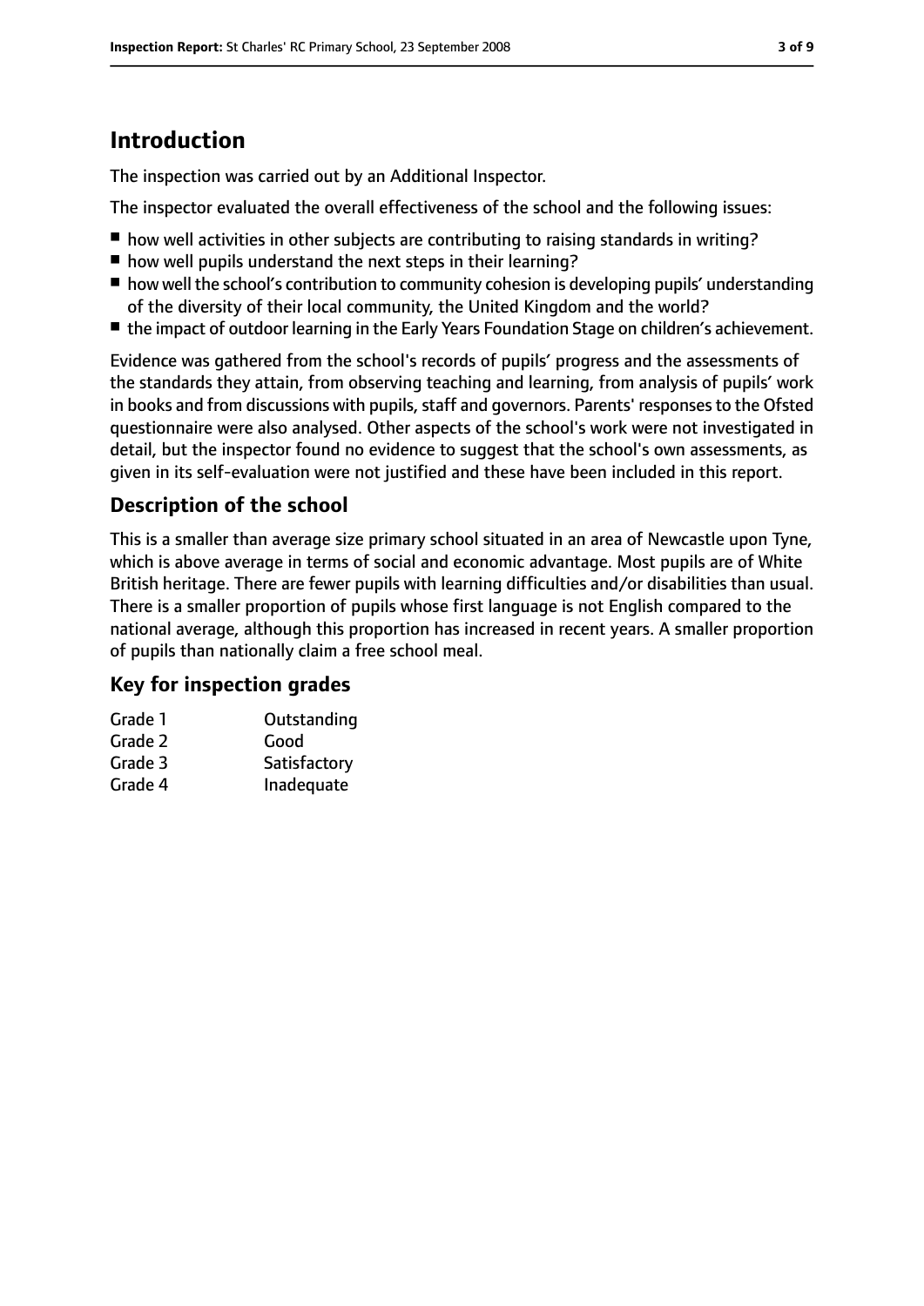# Introduction

The inspection was carried out by an Additional Inspector.

The inspector evaluated the overall effectiveness of the school and the following issues:

- how well activities in other subjects are contributing to raising standards in writing?
- how well pupils understand the next steps in their learning?
- how well the school's contribution to community cohesion is developing pupils' understanding of the diversity of their local community, the United Kingdom and the world?
- the impact of outdoor learning in the Early Years Foundation Stage on children's achievement.

Evidence was gathered from the school's records of pupils' progress and the assessments of the standards they attain, from observing teaching and learning, from analysis of pupils' work in books and from discussions with pupils, staff and governors. Parents' responses to the Ofsted questionnaire were also analysed. Other aspects of the school's work were not investigated in detail, but the inspector found no evidence to suggest that the school's own assessments, as given in its self-evaluation were not justified and these have been included in this report.

## Description of the school

This is a smaller than average size primary school situated in an area of Newcastle upon Tyne, which is above average in terms of social and economic advantage. Most pupils are of White British heritage. There are fewer pupils with learning difficulties and/or disabilities than usual. There is a smaller proportion of pupils whose first language is not English compared to the national average, although this proportion has increased in recent years. A smaller proportion of pupils than nationally claim a free school meal.

## Key for inspection grades

| | |
|---|---|
| Grade 1 | Outstanding |
| Grade 2 | Good |
| Grade 3 | Satisfactory |
| Grade 4 | Inadequate |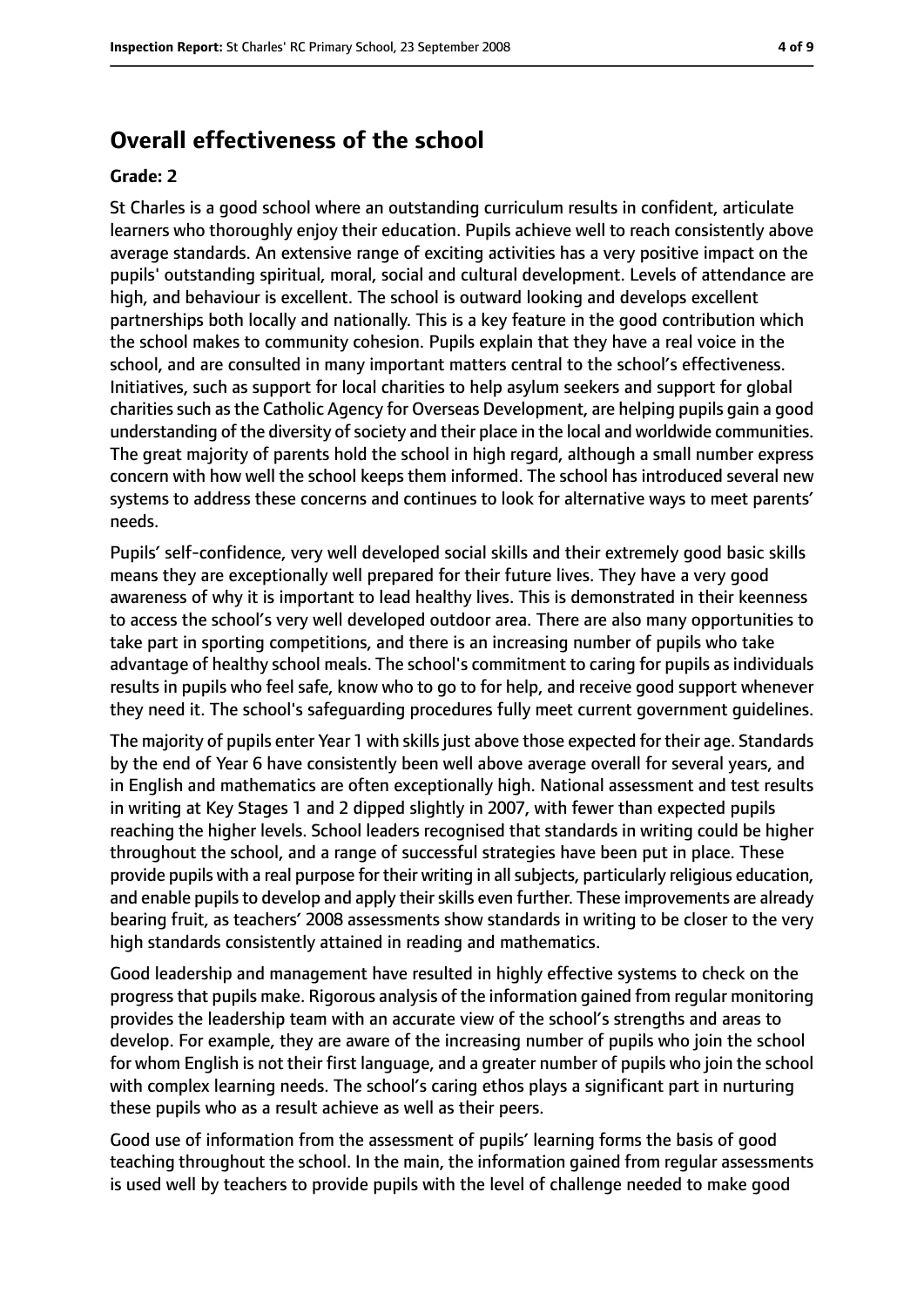## Overall effectiveness of the school

### Grade: 2

St Charles is a good school where an outstanding curriculum results in confident, articulate learners who thoroughly enjoy their education. Pupils achieve well to reach consistently above average standards. An extensive range of exciting activities has a very positive impact on the pupils' outstanding spiritual, moral, social and cultural development. Levels of attendance are high, and behaviour is excellent. The school is outward looking and develops excellent partnerships both locally and nationally. This is a key feature in the good contribution which the school makes to community cohesion. Pupils explain that they have a real voice in the school, and are consulted in many important matters central to the school's effectiveness. Initiatives, such as support for local charities to help asylum seekers and support for global charities such as the Catholic Agency for Overseas Development, are helping pupils gain a good understanding of the diversity of society and their place in the local and worldwide communities. The great majority of parents hold the school in high regard, although a small number express concern with how well the school keeps them informed. The school has introduced several new systems to address these concerns and continues to look for alternative ways to meet parents' needs.

Pupils' self-confidence, very well developed social skills and their extremely good basic skills means they are exceptionally well prepared for their future lives. They have a very good awareness of why it is important to lead healthy lives. This is demonstrated in their keenness to access the school's very well developed outdoor area. There are also many opportunities to take part in sporting competitions, and there is an increasing number of pupils who take advantage of healthy school meals. The school's commitment to caring for pupils as individuals results in pupils who feel safe, know who to go to for help, and receive good support whenever they need it. The school's safeguarding procedures fully meet current government guidelines.

The majority of pupils enter Year 1 with skills just above those expected for their age. Standards by the end of Year 6 have consistently been well above average overall for several years, and in English and mathematics are often exceptionally high. National assessment and test results in writing at Key Stages 1 and 2 dipped slightly in 2007, with fewer than expected pupils reaching the higher levels. School leaders recognised that standards in writing could be higher throughout the school, and a range of successful strategies have been put in place. These provide pupils with a real purpose for their writing in all subjects, particularly religious education, and enable pupils to develop and apply their skills even further. These improvements are already bearing fruit, as teachers' 2008 assessments show standards in writing to be closer to the very high standards consistently attained in reading and mathematics.

Good leadership and management have resulted in highly effective systems to check on the progress that pupils make. Rigorous analysis of the information gained from regular monitoring provides the leadership team with an accurate view of the school's strengths and areas to develop. For example, they are aware of the increasing number of pupils who join the school for whom English is not their first language, and a greater number of pupils who join the school with complex learning needs. The school's caring ethos plays a significant part in nurturing these pupils who as a result achieve as well as their peers.

Good use of information from the assessment of pupils' learning forms the basis of good teaching throughout the school. In the main, the information gained from regular assessments is used well by teachers to provide pupils with the level of challenge needed to make good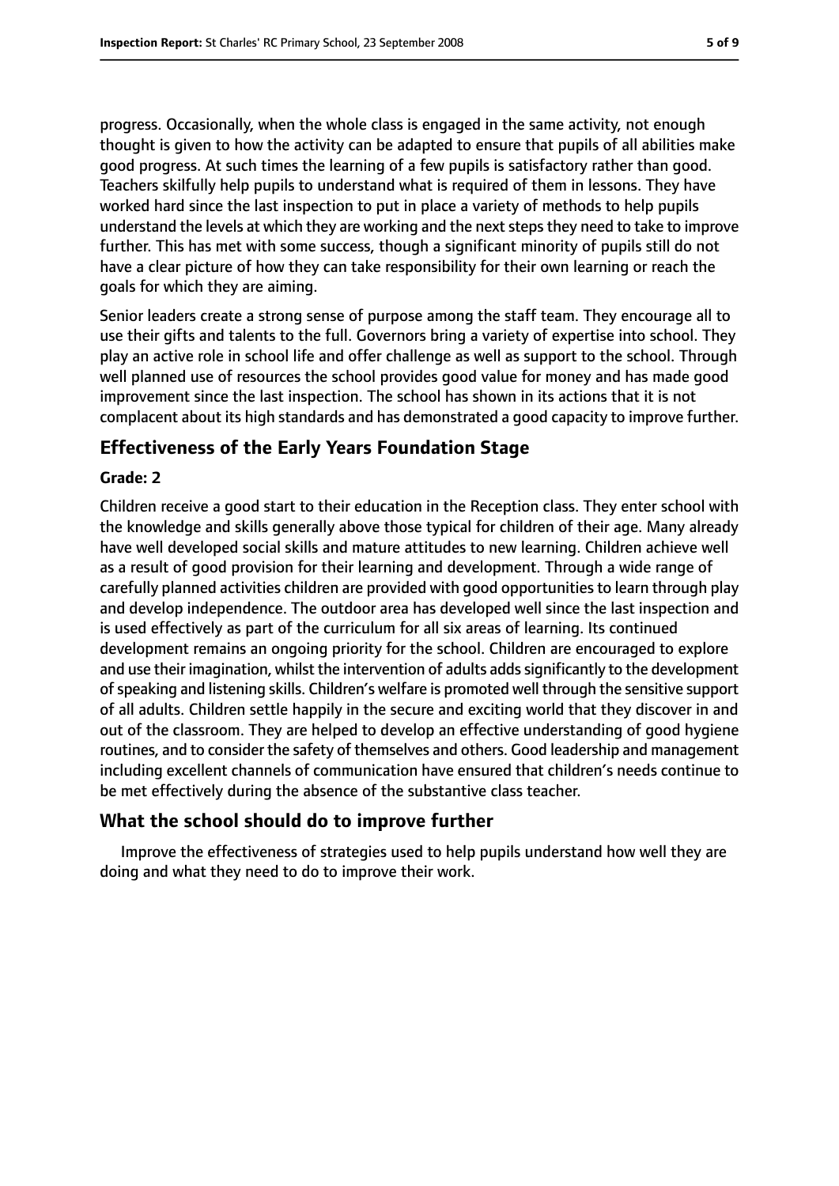progress. Occasionally, when the whole class is engaged in the same activity, not enough thought is given to how the activity can be adapted to ensure that pupils of all abilities make good progress. At such times the learning of a few pupils is satisfactory rather than good. Teachers skilfully help pupils to understand what is required of them in lessons. They have worked hard since the last inspection to put in place a variety of methods to help pupils understand the levels at which they are working and the next steps they need to take to improve further. This has met with some success, though a significant minority of pupils still do not have a clear picture of how they can take responsibility for their own learning or reach the goals for which they are aiming.

Senior leaders create a strong sense of purpose among the staff team. They encourage all to use their gifts and talents to the full. Governors bring a variety of expertise into school. They play an active role in school life and offer challenge as well as support to the school. Through well planned use of resources the school provides good value for money and has made good improvement since the last inspection. The school has shown in its actions that it is not complacent about its high standards and has demonstrated a good capacity to improve further.

## Effectiveness of the Early Years Foundation Stage

### Grade: 2

Children receive a good start to their education in the Reception class. They enter school with the knowledge and skills generally above those typical for children of their age. Many already have well developed social skills and mature attitudes to new learning. Children achieve well as a result of good provision for their learning and development. Through a wide range of carefully planned activities children are provided with good opportunities to learn through play and develop independence. The outdoor area has developed well since the last inspection and is used effectively as part of the curriculum for all six areas of learning. Its continued development remains an ongoing priority for the school. Children are encouraged to explore and use their imagination, whilst the intervention of adults adds significantly to the development of speaking and listening skills. Children's welfare is promoted well through the sensitive support of all adults. Children settle happily in the secure and exciting world that they discover in and out of the classroom. They are helped to develop an effective understanding of good hygiene routines, and to consider the safety of themselves and others. Good leadership and management including excellent channels of communication have ensured that children's needs continue to be met effectively during the absence of the substantive class teacher.

## What the school should do to improve further

- Improve the effectiveness of strategies used to help pupils understand how well they are doing and what they need to do to improve their work.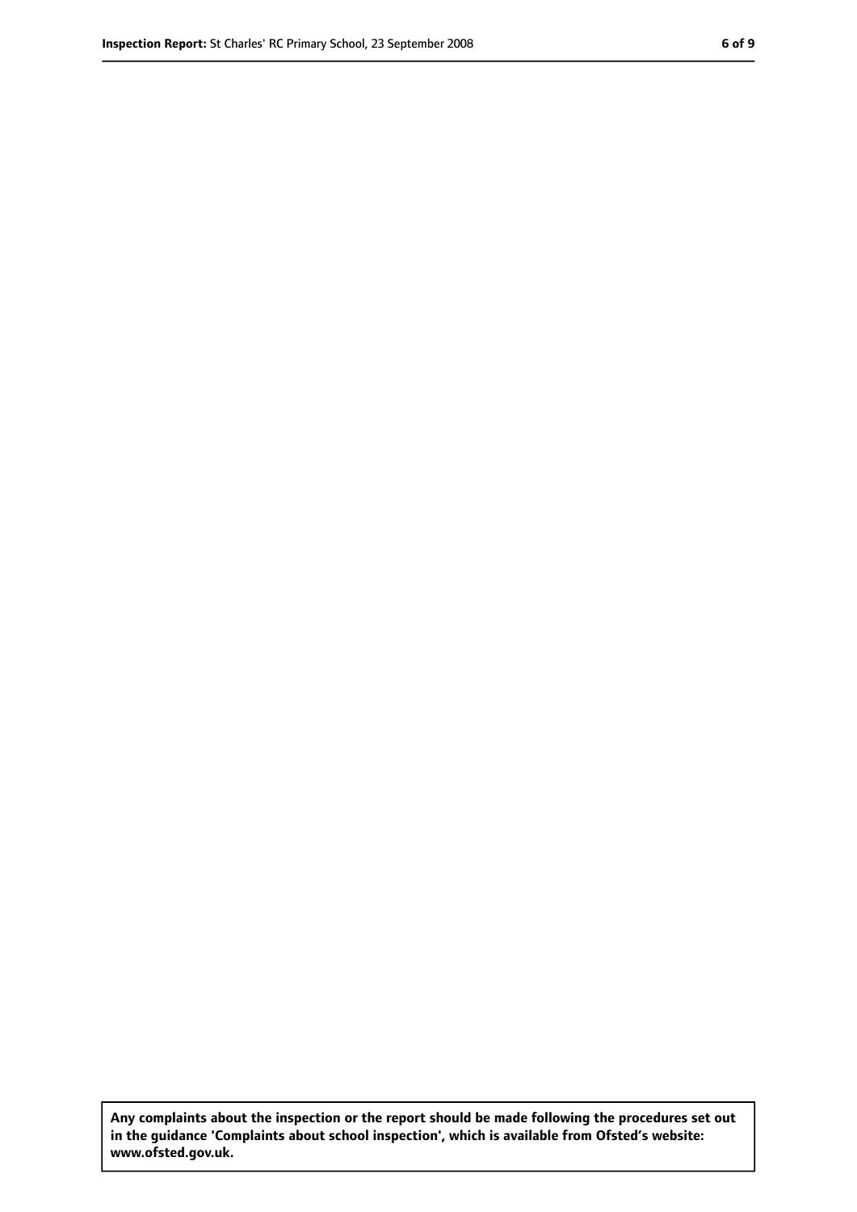**Any complaints about the inspection or the report should be made following the procedures set out in the guidance 'Complaints about school inspection', which is available from Ofsted's website: www.ofsted.gov.uk.**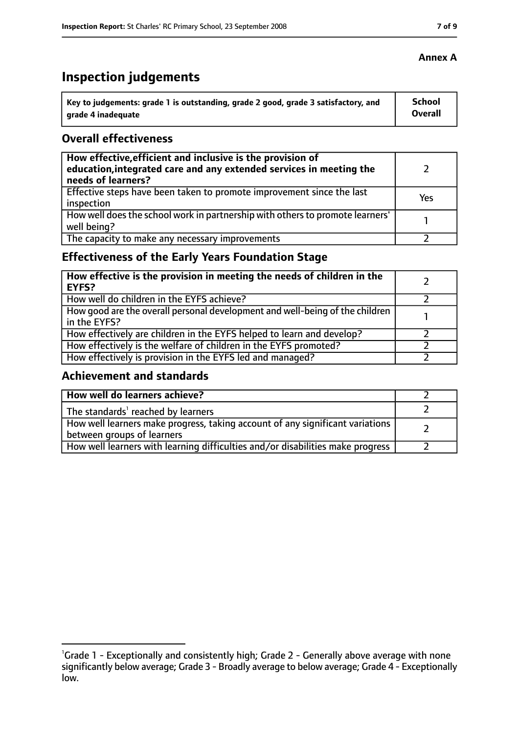**Annex A**

# Inspection judgements

| Key to judgements: grade 1 is outstanding, grade 2 good, grade 3 satisfactory, and grade 4 inadequate | School Overall |
|---|---|

## Overall effectiveness

| | |
|---|---|
| **How effective, efficient and inclusive is the provision of education, integrated care and any extended services in meeting the needs of learners?** | 2 |
| Effective steps have been taken to promote improvement since the last inspection | Yes |
| How well does the school work in partnership with others to promote learners' well being? | 1 |
| The capacity to make any necessary improvements | 2 |

## Effectiveness of the Early Years Foundation Stage

| | |
|---|---|
| **How effective is the provision in meeting the needs of children in the EYFS?** | 2 |
| How well do children in the EYFS achieve? | 2 |
| How good are the overall personal development and well-being of the children in the EYFS? | 1 |
| How effectively are children in the EYFS helped to learn and develop? | 2 |
| How effectively is the welfare of children in the EYFS promoted? | 2 |
| How effectively is provision in the EYFS led and managed? | 2 |

## Achievement and standards

| | |
|---|---|
| **How well do learners achieve?** | 2 |
| The standards[1] reached by learners | 2 |
| How well learners make progress, taking account of any significant variations between groups of learners | 2 |
| How well learners with learning difficulties and/or disabilities make progress | 2 |

[1]Grade 1 - Exceptionally and consistently high; Grade 2 - Generally above average with none significantly below average; Grade 3 - Broadly average to below average; Grade 4 - Exceptionally low.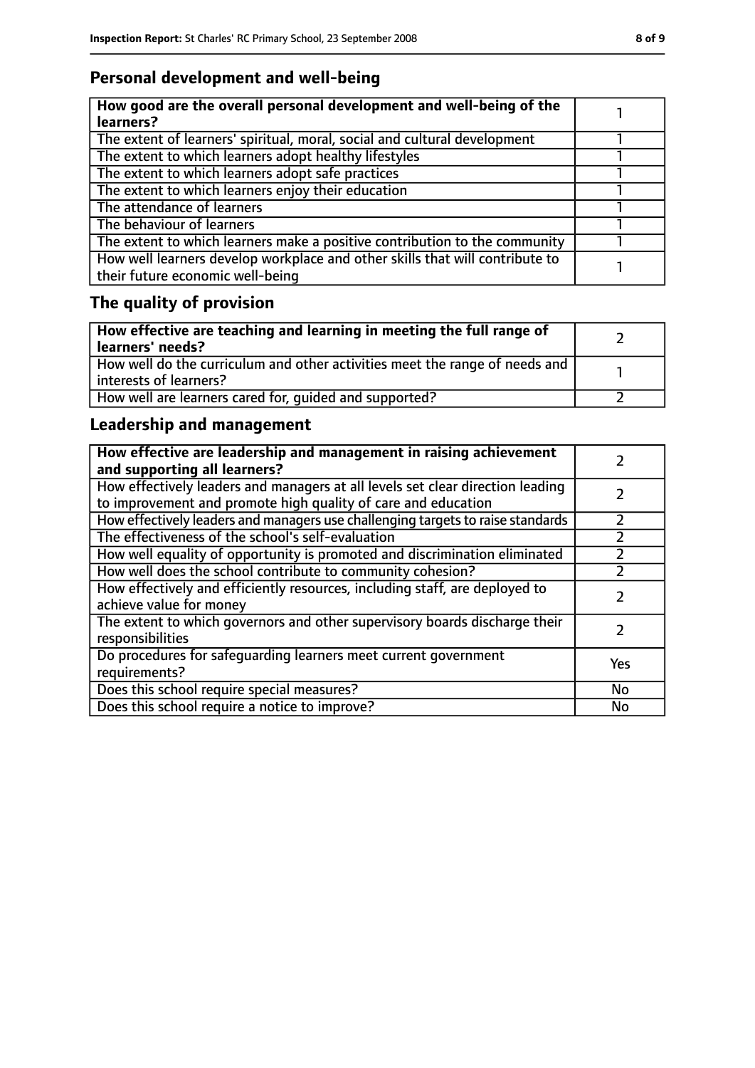## Personal development and well-being

| How good are the overall personal development and well-being of the learners? | 1 |
|---|---|
| The extent of learners' spiritual, moral, social and cultural development | 1 |
| The extent to which learners adopt healthy lifestyles | 1 |
| The extent to which learners adopt safe practices | 1 |
| The extent to which learners enjoy their education | 1 |
| The attendance of learners | 1 |
| The behaviour of learners | 1 |
| The extent to which learners make a positive contribution to the community | 1 |
| How well learners develop workplace and other skills that will contribute to their future economic well-being | 1 |

## The quality of provision

| How effective are teaching and learning in meeting the full range of learners' needs? | 2 |
|---|---|
| How well do the curriculum and other activities meet the range of needs and interests of learners? | 1 |
| How well are learners cared for, guided and supported? | 2 |

## Leadership and management

| How effective are leadership and management in raising achievement and supporting all learners? | 2 |
|---|---|
| How effectively leaders and managers at all levels set clear direction leading to improvement and promote high quality of care and education | 2 |
| How effectively leaders and managers use challenging targets to raise standards | 2 |
| The effectiveness of the school's self-evaluation | 2 |
| How well equality of opportunity is promoted and discrimination eliminated | 2 |
| How well does the school contribute to community cohesion? | 2 |
| How effectively and efficiently resources, including staff, are deployed to achieve value for money | 2 |
| The extent to which governors and other supervisory boards discharge their responsibilities | 2 |
| Do procedures for safeguarding learners meet current government requirements? | Yes |
| Does this school require special measures? | No |
| Does this school require a notice to improve? | No |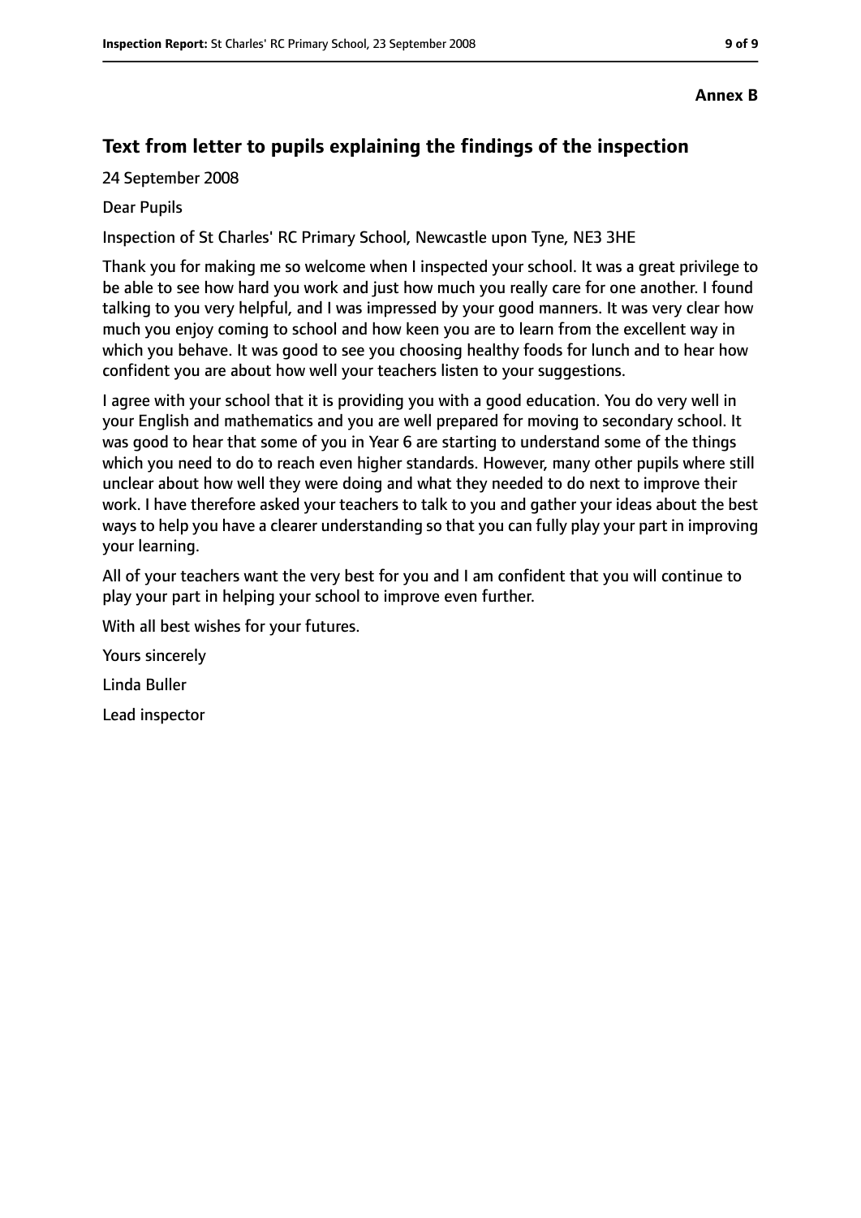**Annex B**

## Text from letter to pupils explaining the findings of the inspection

24 September 2008

Dear Pupils

Inspection of St Charles' RC Primary School, Newcastle upon Tyne, NE3 3HE

Thank you for making me so welcome when I inspected your school. It was a great privilege to be able to see how hard you work and just how much you really care for one another. I found talking to you very helpful, and I was impressed by your good manners. It was very clear how much you enjoy coming to school and how keen you are to learn from the excellent way in which you behave. It was good to see you choosing healthy foods for lunch and to hear how confident you are about how well your teachers listen to your suggestions.

I agree with your school that it is providing you with a good education. You do very well in your English and mathematics and you are well prepared for moving to secondary school. It was good to hear that some of you in Year 6 are starting to understand some of the things which you need to do to reach even higher standards. However, many other pupils where still unclear about how well they were doing and what they needed to do next to improve their work. I have therefore asked your teachers to talk to you and gather your ideas about the best ways to help you have a clearer understanding so that you can fully play your part in improving your learning.

All of your teachers want the very best for you and I am confident that you will continue to play your part in helping your school to improve even further.

With all best wishes for your futures.

Yours sincerely

Linda Buller

Lead inspector